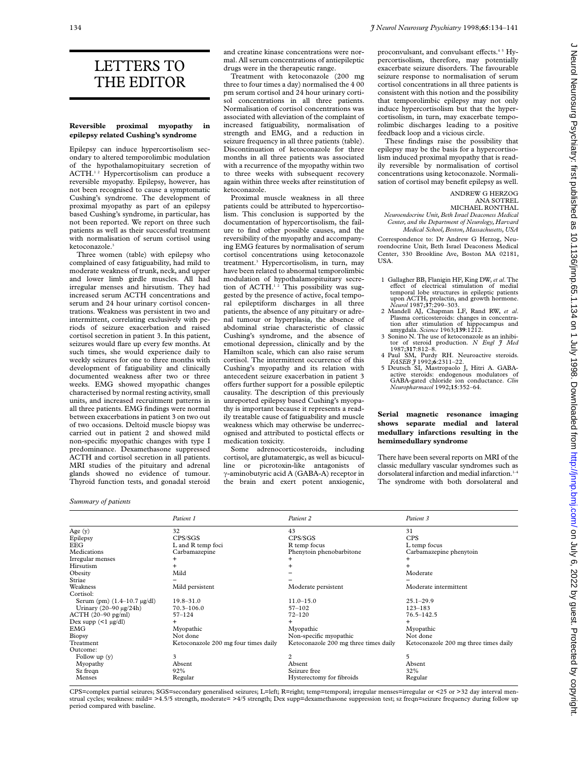# LETTERS TO THE EDITOR

## Reversible proximal myopathy in epilepsy related Cushing's syndrome

Epilepsy can induce hypercortisolism secondary to altered temporolimbic modulation of the hypothalamopituitary secretion of ACTH.[1 2] Hypercortisolism can produce a reversible myopathy. Epilepsy, however, has not been recognised to cause a symptomatic Cushing's syndrome. The development of proximal myopathy as part of an epilepsy based Cushing's syndrome, in particular, has not been reported. We report on three such patients as well as their successful treatment with normalisation of serum cortisol using ketoconazole.[3]

Three women (table) with epilepsy who complained of easy fatiguability, had mild to moderate weakness of trunk, neck, and upper and lower limb girdle muscles. All had irregular menses and hirsutism. They had increased serum ACTH concentrations and serum and 24 hour urinary cortisol concentrations. Weakness was persistent in two and intermittent, correlating exclusively with periods of seizure exacerbation and raised cortisol secretion in patient 3. In this patient, seizures would flare up every few months. At such times, she would experience daily to weekly seizures for one to three months with development of fatiguability and clinically documented weakness after two or three weeks. EMG showed myopathic changes characterised by normal resting activity, small units, and increased recruitment patterns in all three patients. EMG findings were normal between exacerbations in patient 3 on two out of two occasions. Deltoid muscle biopsy was carried out in patient 2 and showed mild non-specific myopathic changes with type I predominance. Dexamethasone suppressed ACTH and cortisol secretion in all patients. MRI studies of the pituitary and adrenal glands showed no evidence of tumour. Thyroid function tests, and gonadal steroid and creatine kinase concentrations were normal. All serum concentrations of antiepileptic drugs were in the therapeutic range.

Treatment with ketoconazole (200 mg three to four times a day) normalised the 4 00 pm serum cortisol and 24 hour urinary cortisol concentrations in all three patients. Normalisation of cortisol concentrations was associated with alleviation of the complaint of increased fatiguability, normalisation of strength and EMG, and a reduction in seizure frequency in all three patients (table). Discontinuation of ketoconazole for three months in all three patients was associated with a recurrence of the myopathy within two to three weeks with subsequent recovery again within three weeks after reinstitution of ketoconazole.

Proximal muscle weakness in all three patients could be attributed to hypercortisolism. This conclusion is supported by the documentation of hypercortisolism, the failure to find other possible causes, and the reversibility of the myopathy and accompanying EMG features by normalisation of serum cortisol concentrations using ketoconazole treatment.[3] Hypercortisolism, in turn, may have been related to abnormal temporolimbic modulation of hypothalamopituitary secretion of ACTH.[1 2] This possibility was suggested by the presence of active, focal temporal epileptiform discharges in all three patients, the absence of any pituitary or adrenal tumour or hyperplasia, the absence of abdominal striae characteristic of classic Cushing's syndrome, and the absence of emotional depression, clinically and by the Hamilton scale, which can also raise serum cortisol. The intermittent occurrence of this Cushing's myopathy and its relation with antecedent seizure exacerbation in patient 3 offers further support for a possible epileptic causality. The description of this previously unreported epilepsy based Cushing's myopathy is important because it represents a readily treatable cause of fatiguability and muscle weakness which may otherwise be underrecognised and attributed to postictal effects or medication toxicity.

Some adrenocorticosteroids, including cortisol, are glutamatergic, as well as bicuculline or picrotoxin-like antagonists of γ-aminobutyric acid A (GABA-A) receptor in the brain and exert potent anxiogenic, proconvulsant, and convulsant effects.[4 5] Hypercortisolism, therefore, may potentially exacerbate seizure disorders. The favourable seizure response to normalisation of serum cortisol concentrations in all three patients is consistent with this notion and the possibility that temporolimbic epilepsy may not only induce hypercortisolism but that the hypercortisolism, in turn, may exacerbate temporolimbic discharges leading to a positive feedback loop and a vicious circle.

These findings raise the possibility that epilepsy may be the basis for a hypercortisolism induced proximal myopathy that is readily reversible by normalisation of cortisol concentrations using ketoconazole. Normalisation of cortisol may benefit epilepsy as well.

ANDREW G HERZOG
ANA SOTREL
MICHAEL RONTHAL

*Neuroendocrine Unit, Beth Israel Deaconess Medical Center, and the Department of Neurology, Harvard Medical School, Boston, Massachusetts, USA*

Correspondence to: Dr Andrew G Herzog, Neuroendocrine Unit, Beth Israel Deaconess Medical Center, 330 Brookline Ave, Boston MA 02181, USA.

1 Gallagher BB, Flanigin HF, King DW, *et al*. The effect of electrical stimulation of medial temporal lobe structures in epileptic patients upon ACTH, prolactin, and growth hormone. *Neurol* 1987;**37**:299–303.
2 Mandell AJ, Chapman LF, Rand RW, *et al*. Plasma corticosteroids: changes in concentration after stimulation of hippocampus and amygdala. *Science* 1963;**139**:1212.
3 Sonino N. The use of ketoconazole as an inhibitor of steroid production. *N Engl J Med* 1987;**317**:812–8.
4 Paul SM, Purdy RH. Neuroactive steroids. *FASEB J* 1992;**6**:2311–22.
5 Deutsch SI, Mastropaolo J, Hitri A. GABA-active steroids: endogenous modulators of GABA-gated chloride ion conductance. *Clin Neuropharmacol* 1992;**15**:352–64.

*Summary of patients*

| | Patient 1 | Patient 2 | Patient 3 |
|---|---|---|---|
| Age (y) | 32 | 43 | 31 |
| Epilepsy | CPS/SGS | CPS/SGS | CPS |
| EEG | L and R temp foci | R temp focus | L temp focus |
| Medications | Carbamazepine | Phenytoin phenobarbitone | Carbamazepine phenytoin |
| Irregular menses | + | + | + |
| Hirsutism | + | + | + |
| Obesity | Mild | − | Moderate |
| Striae | − | − | − |
| Weakness | Mild persistent | Moderate persistent | Moderate intermittent |
| Cortisol: | | | |
| Serum (pm) (1.4–10.7 μg/dl) | 19.8–31.0 | 11.0–15.0 | 25.1–29.9 |
| Urinary (20–90 μg/24h) | 70.3–106.0 | 57–102 | 123–183 |
| ACTH (20–90 pg/ml) | 57–124 | 72–120 | 76.5–142.5 |
| Dex supp (<1 μg/dl) | + | + | + |
| EMG | Myopathic | Myopathic | Myopathic |
| Biopsy | Not done | Non-specific myopathic | Not done |
| Treatment | Ketoconazole 200 mg four times daily | Ketoconazole 200 mg three times daily | Ketoconazole 200 mg three times daily |
| Outcome: | | | |
| Follow up (y) | 3 | 2 | 5 |
| Myopathy | Absent | Absent | Absent |
| Sz freqn | 92% | Seizure free | 32% |
| Menses | Regular | Hysterectomy for fibroids | Regular |

CPS=complex partial seizures; SGS=secondary generalised seizures; L=left; R=right; temp=temporal; irregular menses=irregular or <25 or >32 day interval menstrual cycles; weakness: mild= >4.5/5 strength, moderate= >4/5 strength; Dex supp=dexamethasone suppression test; sz freqn=seizure frequency during follow up period compared with baseline.

## Serial magnetic resonance imaging shows separate medial and lateral medullary infarctions resulting in the hemimedullary syndrome

There have been several reports on MRI of the classic medullary vascular syndromes such as dorsolateral infarction and medial infarction.[1–4] The syndrome with both dorsolateral and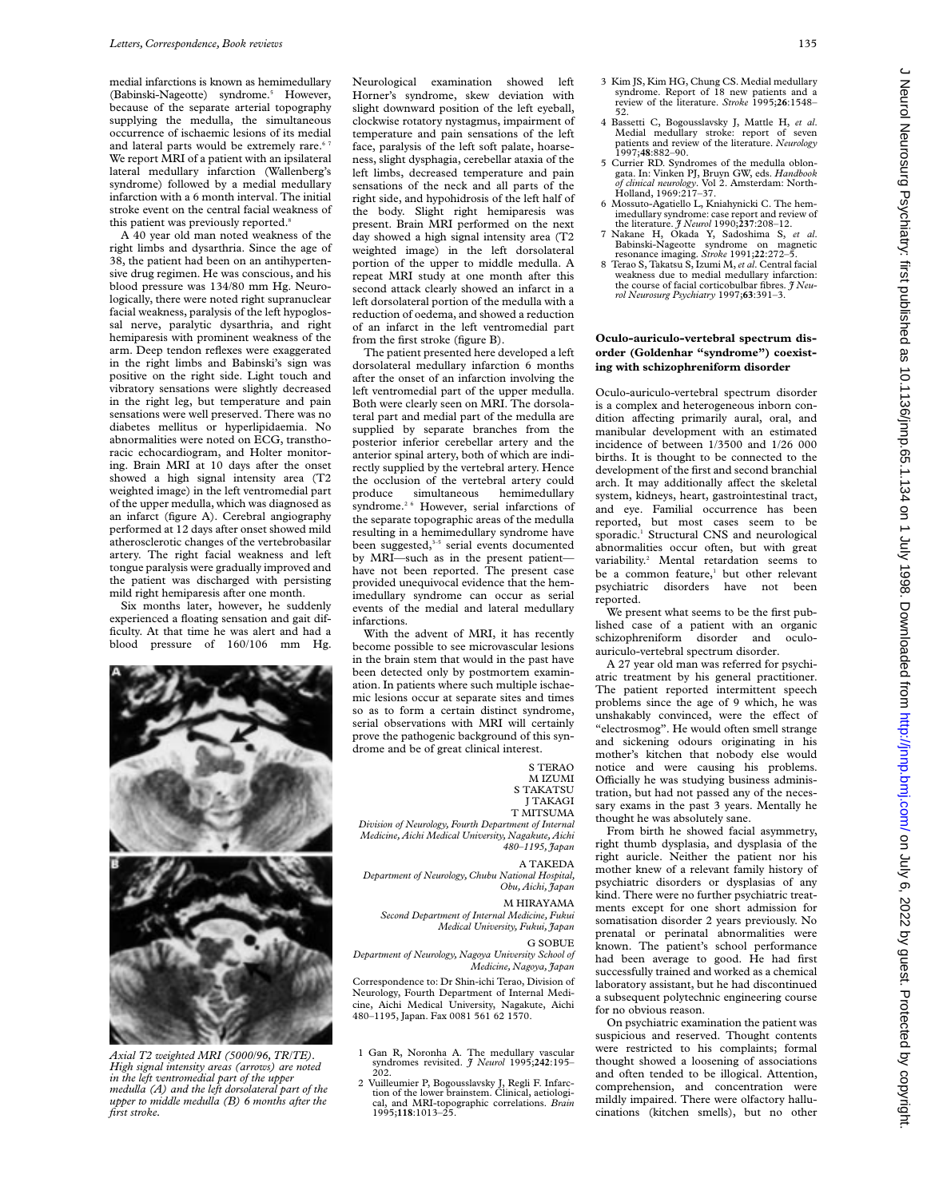medial infarctions is known as hemimedullary (Babinski-Nageotte) syndrome.[5] However, because of the separate arterial topography supplying the medulla, the simultaneous occurrence of ischaemic lesions of its medial and lateral parts would be extremely rare.[6 7] We report MRI of a patient with an ipsilateral lateral medullary infarction (Wallenberg's syndrome) followed by a medial medullary infarction with a 6 month interval. The initial stroke event on the central facial weakness of this patient was previously reported.[8]

A 40 year old man noted weakness of the right limbs and dysarthria. Since the age of 38, the patient had been on an antihypertensive drug regimen. His was conscious, and his blood pressure was 134/80 mm Hg. Neurologically, there were noted right supranuclear facial weakness, paralysis of the left hypoglossal nerve, paralytic dysarthria, and right hemiparesis with prominent weakness of the arm. Deep tendon reflexes were exaggerated in the right limbs and Babinski's sign was positive on the right side. Light touch and vibratory sensations were slightly decreased in the right leg, but temperature and pain sensations were well preserved. There was no diabetes mellitus or hyperlipidaemia. No abnormalities were noted on ECG, transthoracic echocardiogram, and Holter monitoring. Brain MRI at 10 days after the onset showed a high signal intensity area (T2 weighted image) in the left ventromedial part of the upper medulla, which was diagnosed as an infarct (figure A). Cerebral angiography performed at 12 days after onset showed mild atherosclerotic changes of the vertebrobasilar artery. The right facial weakness and left tongue paralysis were gradually improved and the patient was discharged with persisting mild right hemiparesis after one month.

Six months later, however, he suddenly experienced a floating sensation and gait difficulty. At that time he was alert and had a blood pressure of 160/106 mm Hg.

*Axial T2 weighted MRI (5000/96, TR/TE). High signal intensity areas (arrows) are noted in the left ventromedial part of the upper medulla (A) and the left dorsolateral part of the upper to middle medulla (B) 6 months after the first stroke.*

Neurological examination showed left Horner's syndrome, skew deviation with slight downward position of the left eyeball, clockwise rotatory nystagmus, impairment of temperature and pain sensations of the left face, paralysis of the left soft palate, hoarseness, slight dysphagia, cerebellar ataxia of the left limbs, decreased temperature and pain sensations of the neck and all parts of the right side, and hypohidrosis of the left half of the body. Slight right hemiparesis was present. Brain MRI performed on the next day showed a high signal intensity area (T2 weighted image) in the left dorsolateral portion of the upper to middle medulla. A repeat MRI study at one month after this second attack clearly showed an infarct in a left dorsolateral portion of the medulla with a reduction of oedema, and showed a reduction of an infarct in the left ventromedial part from the first stroke (figure B).

The patient presented here developed a left dorsolateral medullary infarction 6 months after the onset of an infarction involving the left ventromedial part of the upper medulla. Both were clearly seen on MRI. The dorsolateral part and medial part of the medulla are supplied by separate branches from the posterior inferior cerebellar artery and the anterior spinal artery, both of which are indirectly supplied by the vertebral artery. Hence the occlusion of the vertebral artery could produce simultaneous hemimedullary syndrome.[2 6] However, serial infarctions of the separate topographic areas of the medulla resulting in a hemimedullary syndrome have been suggested,[3-5] serial events documented by MRI—such as in the present patient—have not been reported. The present case provided unequivocal evidence that the hemimedullary syndrome can occur as serial events of the medial and lateral medullary infarctions.

With the advent of MRI, it has recently become possible to see microvascular lesions in the brain stem that would in the past have been detected only by postmortem examination. In patients where such multiple ischaemic lesions occur at separate sites and times so as to form a certain distinct syndrome, serial observations with MRI will certainly prove the pathogenic background of this syndrome and be of great clinical interest.

S TERAO
M IZUMI
S TAKATSU
J TAKAGI
T MITSUMA
*Division of Neurology, Fourth Department of Internal Medicine, Aichi Medical University, Nagakute, Aichi 480–1195, Japan*

A TAKEDA
*Department of Neurology, Chubu National Hospital, Obu, Aichi, Japan*

M HIRAYAMA
*Second Department of Internal Medicine, Fukui Medical University, Fukui, Japan*

G SOBUE
*Department of Neurology, Nagoya University School of Medicine, Nagoya, Japan*

Correspondence to: Dr Shin-ichi Terao, Division of Neurology, Fourth Department of Internal Medicine, Aichi Medical University, Nagakute, Aichi 480–1195, Japan. Fax 0081 561 62 1570.

1 Gan R, Noronha A. The medullary vascular syndromes revisited. *J Neurol* 1995;**242**:195–202.
2 Vuilleumier P, Bogousslavsky J, Regli F. Infarction of the lower brainstem. Clinical, aetiological, and MRI-topographic correlations. *Brain* 1995;**118**:1013–25.
3 Kim JS, Kim HG, Chung CS. Medial medullary syndrome. Report of 18 new patients and a review of the literature. *Stroke* 1995;**26**:1548–52.
4 Bassetti C, Bogousslavsky J, Mattle H, *et al*. Medial medullary stroke: report of seven patients and review of the literature. *Neurology* 1997;**48**:882–90.
5 Currier RD. Syndromes of the medulla oblongata. In: Vinken PJ, Bruyn GW, eds. *Handbook of clinical neurology*. Vol 2. Amsterdam: North-Holland, 1969:217–37.
6 Mossuto-Agatiello L, Kniahynicki C. The hemimedullary syndrome: case report and review of the literature. *J Neurol* 1990;**237**:208–12.
7 Nakane H, Okada Y, Sadoshima S, *et al*. Babinski-Nageotte syndrome on magnetic resonance imaging. *Stroke* 1991;**22**:272–5.
8 Terao S, Takatsu S, Izumi M, *et al*. Central facial weakness due to medial medullary infarction: the course of facial corticobulbar fibres. *J Neurol Neurosurg Psychiatry* 1997;**63**:391–3.

## Oculo-auriculo-vertebral spectrum disorder (Goldenhar "syndrome") coexisting with schizophreniform disorder

Oculo-auriculo-vertebral spectrum disorder is a complex and heterogeneous inborn condition affecting primarily aural, oral, and manibular development with an estimated incidence of between 1/3500 and 1/26 000 births. It is thought to be connected to the development of the first and second branchial arch. It may additionally affect the skeletal system, kidneys, heart, gastrointestinal tract, and eye. Familial occurrence has been reported, but most cases seem to be sporadic.[1] Structural CNS and neurological abnormalities occur often, but with great variability.[2] Mental retardation seems to be a common feature,[1] but other relevant psychiatric disorders have not been reported.

We present what seems to be the first published case of a patient with an organic schizophreniform disorder and oculo-auriculo-vertebral spectrum disorder.

A 27 year old man was referred for psychiatric treatment by his general practitioner. The patient reported intermittent speech problems since the age of 9 which, he was unshakably convinced, were the effect of "electrosmog". He would often smell strange and sickening odours originating in his mother's kitchen that nobody else would notice and were causing his problems. Officially he was studying business administration, but had not passed any of the necessary exams in the past 3 years. Mentally he thought he was absolutely sane.

From birth he showed facial asymmetry, right thumb dysplasia, and dysplasia of the right auricle. Neither the patient nor his mother knew of a relevant family history of psychiatric disorders or dysplasias of any kind. There were no further psychiatric treatments except for one short admission for somatisation disorder 2 years previously. No prenatal or perinatal abnormalities were known. The patient's school performance had been average to good. He had first successfully trained and worked as a chemical laboratory assistant, but he had discontinued a subsequent polytechnic engineering course for no obvious reason.

On psychiatric examination the patient was suspicious and reserved. Thought contents were restricted to his complaints; formal thought showed a loosening of associations and often tended to be illogical. Attention, comprehension, and concentration were mildly impaired. There were olfactory hallucinations (kitchen smells), but no other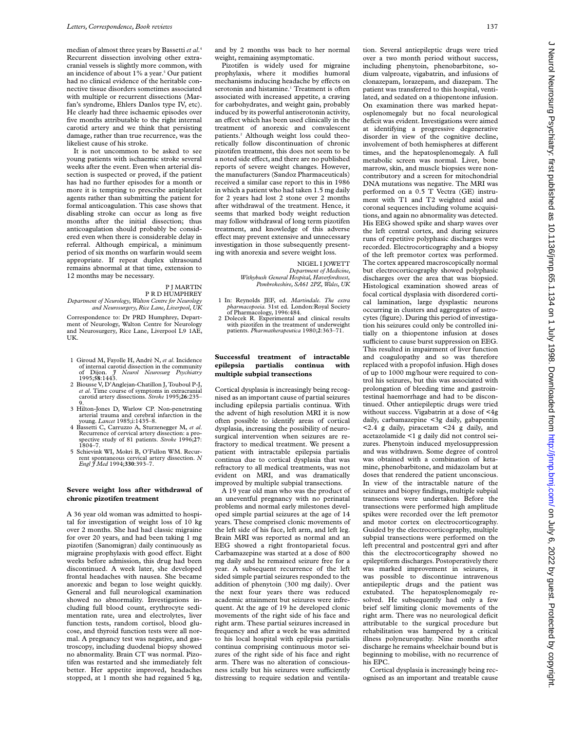median of almost three years by Bassetti *et al*.[4] Recurrent dissection involving other extracranial vessels is slightly more common, with an incidence of about 1% a year.[5] Our patient had no clinical evidence of the heritable connective tissue disorders sometimes associated with multiple or recurrent dissections (Marfan's syndrome, Ehlers Danlos type IV, etc). He clearly had three ischaemic episodes over five months attributable to the right internal carotid artery and we think that persisting damage, rather than true recurrence, was the likeliest cause of his stroke.

It is not uncommon to be asked to see young patients with ischaemic stroke several weeks after the event. Even when arterial dissection is suspected or proved, if the patient has had no further episodes for a month or more it is tempting to prescribe antiplatelet agents rather than submitting the patient for formal anticoagulation. This case shows that disabling stroke can occur as long as five months after the initial dissection; thus anticoagulation should probably be considered even when there is considerable delay in referral. Although empirical, a minimum period of six months on warfarin would seem appropriate. If repeat duplex ultrasound remains abnormal at that time, extension to 12 months may be necessary.

P J MARTIN
P R D HUMPHREY
*Department of Neurology, Walton Centre for Neurology and Neurosurgery, Rice Lane, Liverpool, UK*

Correspondence to: Dr PRD Humphrey, Department of Neurology, Walton Centre for Neurology and Neurosurgery, Rice Lane, Liverpool L9 1AE, UK.

1 Giroud M, Fayolle H, André N, *et al*. Incidence of internal carotid dissection in the community of Dijon. *J Neurol Neurosurg Psychiatry* 1995;**58**:1443.
2 Biousse V, D'Anglejan-Chatillon J, Touboul P-J, *et al*. Time course of symptoms in extracranial carotid artery dissections. *Stroke* 1995;**26**:235–9.
3 Hilton-Jones D, Warlow CP. Non-penetrating arterial trauma and cerebral infarction in the young. *Lancet* 1985;i:1435–8.
4 Bassetti C, Carruzzo A, Sturzenegger M, *et al*. Recurrence of cervical artery dissection: a prospective study of 81 patients. *Stroke* 1996;**27**:1804–7.
5 Schievink WI, Mokri B, O'Fallon WM. Recurrent spontaneous cervical artery dissection. *N Engl J Med* 1994;**330**:393–7.

## Severe weight loss after withdrawal of chronic pizotifen treatment

A 36 year old woman was admitted to hospital for investigation of weight loss of 10 kg over 2 months. She had had classic migraine for over 20 years, and had been taking 1 mg pizotifen (Sanomigran) daily continuously as migraine prophylaxis with good effect. Eight weeks before admission, this drug had been discontinued. A week later, she developed frontal headaches with nausea. She became anorexic and began to lose weight quickly. General and full neurological examination showed no abnormality. Investigations including full blood count, erythrocyte sedimentation rate, urea and electrolytes, liver function tests, random cortisol, blood glucose, and thyroid function tests were all normal. A pregnancy test was negative, and gastroscopy, including duodenal biopsy showed no abnormality. Brain CT was normal. Pizotifen was restarted and she immediately felt better. Her appetite improved, headaches stopped, at 1 month she had regained 5 kg, and by 2 months was back to her normal weight, remaining asymptomatic.

Pizotifen is widely used for migraine prophylaxis, where it modifies humoral mechanisms inducing headache by effects on serotonin and histamine.[1] Treatment is often associated with increased appetite, a craving for carbohydrates, and weight gain, probably induced by its powerful antiserotonin activity, an effect which has been used clinically in the treatment of anorexic and convalescent patients.[2] Although weight loss could theoretically follow discontinuation of chronic pizotifen treatment, this does not seem to be a noted side effect, and there are no published reports of severe weight changes. However, the manufacturers (Sandoz Pharmaceuticals) received a similar case report to this in 1986 in which a patient who had taken 1.5 mg daily for 2 years had lost 2 stone over 2 months after withdrawal of the treatment. Hence, it seems that marked body weight reduction may follow withdrawal of long term pizotifen treatment, and knowledge of this adverse effect may prevent extensive and unnecessary investigation in those subsequently presenting with anorexia and severe weight loss.

NIGEL I JOWETT
*Department of Medicine, Withybush General Hospital, Haverfordwest, Pembrokeshire, SA61 2PZ, Wales, UK*

1 In: Reynolds JEF, ed. *Martindale. The extra pharmacopoeia.* 31st ed. London:Royal Society of Pharmacology, 1996:484.
2 Dolecek R. Experimental and clinical results with pizotifen in the treatment of underweight patients. *Pharmatherapeutica* 1980;**2**:363–71.

## Successful treatment of intractable epilepsia partialis continua with multiple subpial transections

Cortical dysplasia is increasingly being recognised as an important cause of partial seizures including epilepsia partialis continua. With the advent of high resolution MRI it is now often possible to identify areas of cortical dysplasia, increasing the possibility of neurosurgical intervention when seizures are refractory to medical treatment. We present a patient with intractable epilepsia partialis continua due to cortical dysplasia that was refractory to all medical treatments, was not evident on MRI, and was dramatically improved by multiple subpial transections.

A 19 year old man who was the product of an uneventful pregnancy with no perinatal problems and normal early milestones developed simple partial seizures at the age of 14 years. These comprised clonic movements of the left side of his face, left arm, and left leg. Brain MRI was reported as normal and an EEG showed a right frontoparietal focus. Carbamazepine was started at a dose of 800 mg daily and he remained seizure free for a year. A subsequent recurrence of the left sided simple partial seizures responded to the addition of phenytoin (300 mg daily). Over the next four years there was reduced academic attainment but seizures were infrequent. At the age of 19 he developed clonic movements of the right side of his face and right arm. These partial seizures increased in frequency and after a week he was admitted to his local hospital with epilepsia partialis continua comprising continuous motor seizures of the right side of his face and right arm. There was no alteration of consciousness ictally but his seizures were sufficiently distressing to require sedation and ventilation. Several antiepileptic drugs were tried over a two month period without success, including phenytoin, phenobarbitone, sodium valproate, vigabatrin, and infusions of clonazepam, lorazepam, and diazepam. The patient was transferred to this hospital, ventilated, and sedated on a thiopentone infusion. On examination there was marked hepatosplenomegaly but no focal neurological deficit was evident. Investigations were aimed at identifying a progressive degenerative disorder in view of the cognitive decline, involvement of both hemispheres at different times, and the hepatosplenomegaly. A full metabolic screen was normal. Liver, bone marrow, skin, and muscle biopsies were noncontributory and a screen for mitochondrial DNA mutations was negative. The MRI was performed on a 0.5 T Vectra (GE) instrument with T1 and T2 weighted axial and coronal sequences including volume acquisitions, and again no abnormality was detected. His EEG showed spike and sharp waves over the left central cortex, and during seizures runs of repetitive polyphasic discharges were recorded. Electrocorticography and a biopsy of the left premotor cortex was performed. The cortex appeared macroscopically normal but electrocorticography showed polyphasic discharges over the area that was biopsied. Histological examination showed areas of focal cortical dysplasia with disordered cortical lamination, large dysplastic neurons occurring in clusters and aggregates of astrocytes (figure). During this period of investigation his seizures could only be controlled initially on a thiopentone infusion at doses sufficient to cause burst suppression on EEG. This resulted in impairment of liver function and coagulopathy and so was therefore replaced with a propofol infusion. High doses of up to 1000 mg/hour were required to control his seizures, but this was associated with prolongation of bleeding time and gastrointestinal haemorrhage and had to be discontinued. Other antiepileptic drugs were tried without success. Vigabatrin at a dose of <4g daily, carbamazepine <3g daily, gabapentin <2.4 g daily, piracetam <24 g daily, and acetazolamide <1 g daily did not control seizures. Phenytoin induced myelosuppression and was withdrawn. Some degree of control was obtained with a combination of ketamine, phenobarbitone, and midazolam but at doses that rendered the patient unconscious. In view of the intractable nature of the seizures and biopsy findings, multiple subpial transections were undertaken. Before the transections were performed high amplitude spikes were recorded over the left premotor and motor cortex on electrocorticography. Guided by the electrocorticography, multiple subpial transections were performed on the left precentral and postcentral gyri and after this the electrocorticography showed no epileptiform discharges. Postoperatively there was marked improvement in seizures, it was possible to discontinue intravenous antiepileptic drugs and the patient was extubated. The hepatosplenomegaly resolved. He subsequently had only a few brief self limiting clonic movements of the right arm. There was no neurological deficit attributable to the surgical procedure but rehabilitation was hampered by a critical illness polyneuropathy. Nine months after discharge he remains wheelchair bound but is beginning to mobilise, with no recurrence of his EPC.

Cortical dysplasia is increasingly being recognised as an important and treatable cause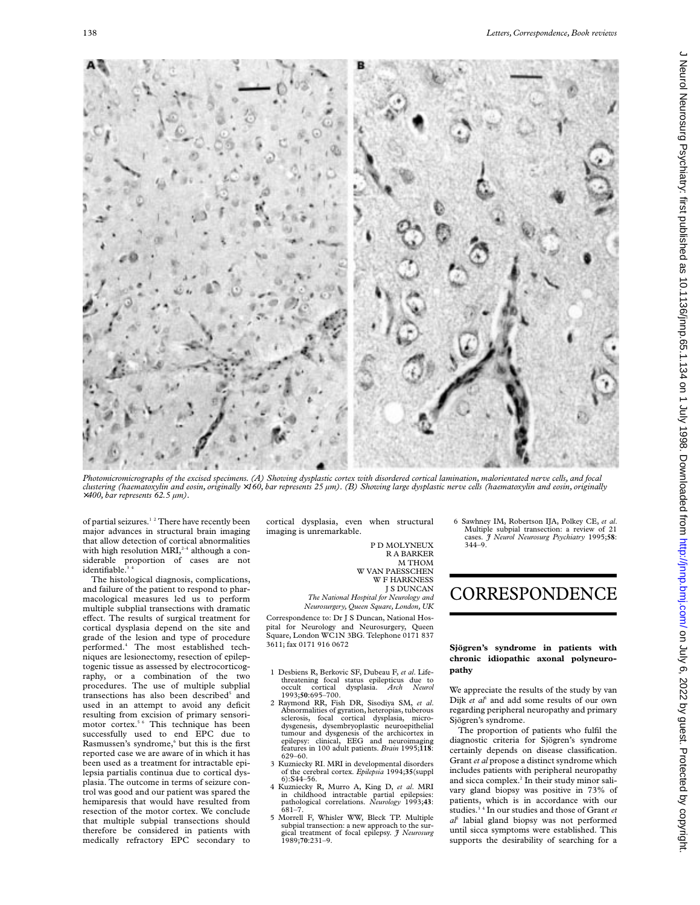*Photomicromicrographs of the excised specimens. (A) Showing dysplastic cortex with disordered cortical lamination, malorientated nerve cells, and focal clustering (haematoxylin and eosin, originally ×160, bar represents 25 µm). (B) Showing large dysplastic nerve cells (haematoxylin and eosin, originally ×400, bar represents 62.5 µm).*

of partial seizures.[1 2] There have recently been major advances in structural brain imaging that allow detection of cortical abnormalities with high resolution MRI,[2–4] although a considerable proportion of cases are not identifiable.[3 4]

The histological diagnosis, complications, and failure of the patient to respond to pharmacological measures led us to perform multiple subplial transections with dramatic effect. The results of surgical treatment for cortical dysplasia depend on the site and grade of the lesion and type of procedure performed.[4] The most established techniques are lesionectomy, resection of epileptogenic tissue as assessed by electrocorticography, or a combination of the two procedures. The use of multiple subplial transections has also been described[5] and used in an attempt to avoid any deficit resulting from excision of primary sensorimotor cortex.[5 6] This technique has been successfully used to end EPC due to Rasmussen's syndrome,[6] but this is the first reported case we are aware of in which it has been used as a treatment for intractable epilepsia partialis continua due to cortical dysplasia. The outcome in terms of seizure control was good and our patient was spared the hemiparesis that would have resulted from resection of the motor cortex. We conclude that multiple subpial transections should therefore be considered in patients with medically refractory EPC secondary to cortical dysplasia, even when structural imaging is unremarkable.

P D MOLYNEUX
R A BARKER
M THOM
W VAN PAESSCHEN
W F HARKNESS
J S DUNCAN
*The National Hospital for Neurology and Neurosurgery, Queen Square, London, UK*

Correspondence to: Dr J S Duncan, National Hospital for Neurology and Neurosurgery, Queen Square, London WC1N 3BG. Telephone 0171 837 3611; fax 0171 916 0672

1 Desbiens R, Berkovic SF, Dubeau F, *et al*. Life-threatening focal status epilepticus due to occult cortical dysplasia. *Arch Neurol* 1993;**50**:695–700.
2 Raymond RR, Fish DR, Sisodiya SM, *et al*. Abnormalities of gyration, heteropias, tuberous sclerosis, focal cortical dysplasia, microdysgenesis, dysembryoplastic neuroepithelial tumour and dysgenesis of the archicortex in epilepsy: clinical, EEG and neuroimaging features in 100 adult patients. *Brain* 1995;**118**:629–60.
3 Kuzniecky RI. MRI in developmental disorders of the cerebral cortex. *Epilepsia* 1994;**35**(suppl 6):S44–56.
4 Kuzniecky R, Murro A, King D, *et al*. MRI in childhood intractable partial epilepsies: pathological correlations. *Neurology* 1993;**43**:681–7.
5 Morrell F, Whisler WW, Bleck TP. Multiple subpial transection: a new approach to the surgical treatment of focal epilepsy. *J Neurosurg* 1989;**70**:231–9.
6 Sawhney IM, Robertson IJA, Polkey CE, *et al*. Multiple subpial transection: a review of 21 cases. *J Neurol Neurosurg Psychiatry* 1995;**58**:344–9.

# CORRESPONDENCE

**Sjögren's syndrome in patients with chronic idiopathic axonal polyneuropathy**

We appreciate the results of the study by van Dijk *et al*[1] and add some results of our own regarding peripheral neuropathy and primary Sjögren's syndrome.

The proportion of patients who fulfil the diagnostic criteria for Sjögren's syndrome certainly depends on disease classification. Grant *et al* propose a distinct syndrome which includes patients with peripheral neuropathy and sicca complex.[2] In their study minor salivary gland biopsy was positive in 73% of patients, which is in accordance with our studies.[3 4] In our studies and those of Grant *et al*[2] labial gland biopsy was not performed until sicca symptoms were established. This supports the desirability of searching for a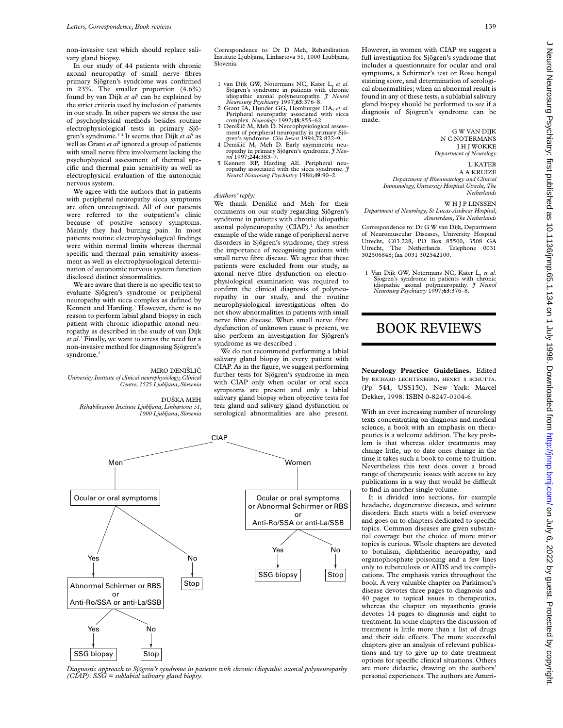non-invasive test which should replace salivary gland biopsy.

In our study of 44 patients with chronic axonal neuropathy of small nerve fibres primary Sjögren's syndrome was confirmed in 23%. The smaller proportion (4.6%) found by van Dijk *et al*[1] can be explained by the strict criteria used by inclusion of patients in our study. In other papers we stress the use of psychophysical methods besides routine electrophysiological tests in primary Sjögren's syndrome.[3 4] It seems that Dijk *et al*[1] as well as Grant *et al*[2] ignored a group of patients with small nerve fibre involvement lacking the psychophysical assessment of thermal specific and thermal pain sensitivity as well as electrophysical evaluation of the autonomic nervous system.

We agree with the authors that in patients with peripheral neuropathy sicca symptoms are often unrecognised. All of our patients were referred to the outpatient's clinic because of positive sensory symptoms. Mainly they had burning pain. In most patients routine electrophysiological findings were within normal limits whereas thermal specific and thermal pain sensitivity assessment as well as electrophysiological determination of autonomic nervous system function disclosed distinct abnormalities.

We are aware that there is no specific test to evaluate Sjögren's syndrome or peripheral neuropathy with sicca complex as defined by Kennett and Harding.[5] However, there is no reason to perform labial gland biopsy in each patient with chronic idiopathic axonal neuropathy as described in the study of van Dijk *et al*.[1] Finally, we want to stress the need for a non-invasive method for diagnosing Sjögren's syndrome.[3]

MIRO DENIŠLIČ
*University Institute of clinical neurophysiology, Clinical Centre, 1525 Ljubljana, Slovenia*

DUŠKA MEH
*Rehabilitation Institute Ljubljana, Linhartova 51, 1000 Ljubljana, Slovenia*

Correspondence to: Dr D Meh, Rehabilitation Institute Ljubljana, Linhartova 51, 1000 Ljubljana, Slovenia.

1 van Dijk GW, Notermans NC, Kater L, *et al*. Sjögren's syndrome in patients with chronic idiopathic axonal polyneuropathy. *J Neurol Neurosurg Psychiatry* 1997;**63**:376–8.
2 Grant IA, Hunder GG, Homburger HA, *et al*. Peripheral neuropathy associated with sicca complex. *Neurology* 1997;**48**:855–62.
3 Denišlič M, Meh D. Neurophysiological assessment of peripheral neuropathy in primary Sjögren's syndrome. *Clin Invest* 1994;**72**:822–9.
4 Denišlič M, Meh D. Early asymmetric neuropathy in primary Sjögren's syndrome. *J Neurol* 1997;**244**:383–7.
5 Kennett RP, Harding AE. Peripheral neuropathy associated with the sicca syndrome. *J Neurol Neurosurg Psychiatry* 1986;**49**:90–2.

*Authors' reply:*

We thank Denišlič and Meh for their comments on our study regarding Sjögren's syndrome in patients with chronic idiopathic axonal polyneuropathy (CIAP).[1] As another example of the wide range of peripheral nerve disorders in Sjögren's syndrome, they stress the importance of recognising patients with small nerve fibre disease. We agree that these patients were excluded from our study, as axonal nerve fibre dysfunction on electrophysiological examination was required to confirm the clinical diagnosis of polyneuropathy in our study, and the routine neurophysiological investigations often do not show abnormalities in patients with small nerve fibre disease. When small nerve fibre dysfunction of unknown cause is present, we also perform an investigation for Sjögren's syndrome as we described .

We do not recommend performing a labial salivary gland biopsy in every patient with CIAP. As in the figure, we suggest performing further tests for Sjögren's syndrome in men with CIAP only when ocular or oral sicca symptoms are present and only a labial salivary gland biopsy when objective tests for tear gland and salivary gland dysfunction or serological abnormalities are also present.

CIAP
- Men
  - Ocular or oral symptoms
    - Yes → Abnormal Schirmer or RBS or Anti-Ro/SSA or anti-La/SSB
      - Yes → SSG biopsy
      - No → Stop
    - No → Stop
- Women
  - Ocular or oral symptoms or Abnormal Schirmer or RBS or Anti-Ro/SSA or anti-La/SSB
    - Yes → SSG biopsy
    - No → Stop

*Diagnostic approach to Sjögren's syndrome in patients with chronic idiopathic axonal polyneuropathy (CIAP). SSG = sublabial salivary gland biopsy.*

However, in women with CIAP we suggest a full investigation for Sjögren's syndrome that includes a questionnaire for ocular and oral symptoms, a Schirmer's test or Rose bengal staining score, and determination of serological abnormalities; when an abnormal result is found in any of these tests, a sublabial salivary gland biopsy should be performed to see if a diagnosis of Sjögren's syndrome can be made.

G W VAN DIJK
N C NOTERMANS
J H J WOKKE
*Department of Neurology*

L KATER
A A KRUIZE
*Department of Rheumatology and Clinical Immunology, University Hospital Utrecht, The Netherlands*

W H J P LINSSEN
*Department of Neurology, St Lucas-Andreas Hospital, Amsterdam, The Netherlands*

Correspondence to: Dr G W van Dijk, Department of Neuromuscular Diseases, University Hospital Utrecht, C03.228, PO Box 85500, 3508 GA Utrecht, The Netherlands. Telephone 0031 302506848; fax 0031 302542100.

1 Van Dijk GW, Notermans NC, Kater L, *et al*. Sjogren's syndrome in patients with chronic idiopathic axonal polyneuropathy. *J Neurol Neurosurg Psychiatry* 1997;**63**:376–8.

# BOOK REVIEWS

**Neurology Practice Guidelines.** Edited by RICHARD LECHTENBERG, HENRY S SCHUTTA. (Pp 544; US$150). New York: Marcel Dekker, 1998. ISBN 0-8247-0104-6.

With an ever increasing number of neurology texts concentrating on diagnosis and medical science, a book with an emphasis on therapeutics is a welcome addition. The key problem is that whereas older treatments may change little, up to date ones change in the time it takes such a book to come to fruition. Nevertheless this text does cover a broad range of therapeutic issues with access to key publications in a way that would be difficult to find in another single volume.

It is divided into sections, for example headache, degenerative diseases, and seizure disorders. Each starts with a brief overview and goes on to chapters dedicated to specific topics. Common diseases are given substantial coverage but the choice of more minor topics is curious. Whole chapters are devoted to botulism, diphtheritic neuropathy, and organophosphate poisoning and a few lines only to tuberculosis or AIDS and its complications. The emphasis varies throughout the book. A very valuable chapter on Parkinson's disease devotes three pages to diagnosis and 40 pages to topical issues in therapeutics, whereas the chapter on myasthenia gravis devotes 14 pages to diagnosis and eight to treatment. In some chapters the discussion of treatment is little more than a list of drugs and their side effects. The more successful chapters give an analysis of relevant publications and try to give up to date treatment options for specific clinical situations. Others are more didactic, drawing on the authors' personal experiences. The authors are Ameri-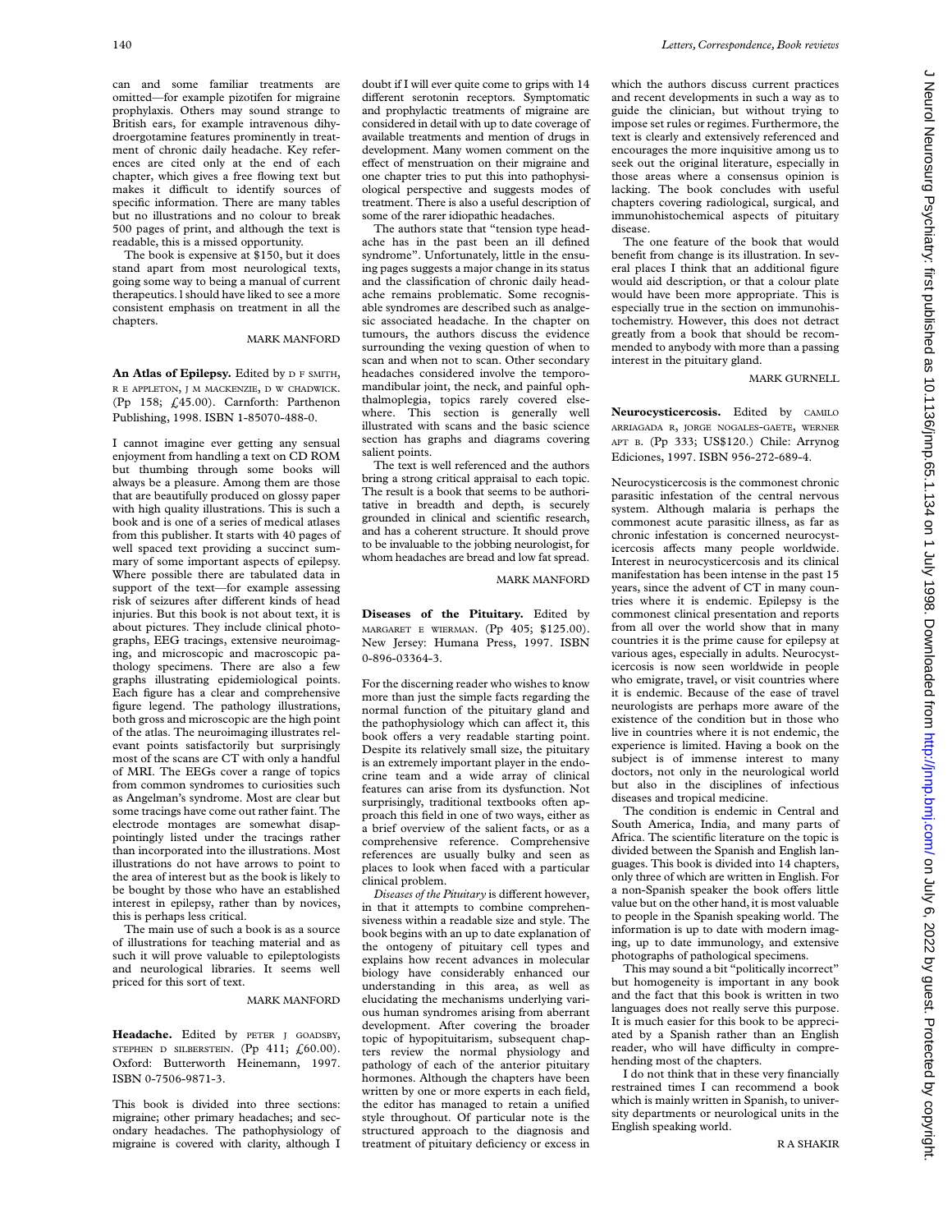can and some familiar treatments are omitted—for example pizotifen for migraine prophylaxis. Others may sound strange to British ears, for example intravenous dihydroergotamine features prominently in treatment of chronic daily headache. Key references are cited only at the end of each chapter, which gives a free flowing text but makes it difficult to identify sources of specific information. There are many tables but no illustrations and no colour to break 500 pages of print, and although the text is readable, this is a missed opportunity.

The book is expensive at $150, but it does stand apart from most neurological texts, going some way to being a manual of current therapeutics. I should have liked to see a more consistent emphasis on treatment in all the chapters.

MARK MANFORD

**An Atlas of Epilepsy.** Edited by D F SMITH, R E APPLETON, J M MACKENZIE, D W CHADWICK. (Pp 158; £45.00). Carnforth: Parthenon Publishing, 1998. ISBN 1-85070-488-0.

I cannot imagine ever getting any sensual enjoyment from handling a text on CD ROM but thumbing through some books will always be a pleasure. Among them are those that are beautifully produced on glossy paper with high quality illustrations. This is such a book and is one of a series of medical atlases from this publisher. It starts with 40 pages of well spaced text providing a succinct summary of some important aspects of epilepsy. Where possible there are tabulated data in support of the text—for example assessing risk of seizures after different kinds of head injuries. But this book is not about text, it is about pictures. They include clinical photographs, EEG tracings, extensive neuroimaging, and microscopic and macroscopic pathology specimens. There are also a few graphs illustrating epidemiological points. Each figure has a clear and comprehensive figure legend. The pathology illustrations, both gross and microscopic are the high point of the atlas. The neuroimaging illustrates relevant points satisfactorily but surprisingly most of the scans are CT with only a handful of MRI. The EEGs cover a range of topics from common syndromes to curiosities such as Angelman's syndrome. Most are clear but some tracings have come out rather faint. The electrode montages are somewhat disappointingly listed under the tracings rather than incorporated into the illustrations. Most illustrations do not have arrows to point to the area of interest but as the book is likely to be bought by those who have an established interest in epilepsy, rather than by novices, this is perhaps less critical.

The main use of such a book is as a source of illustrations for teaching material and as such it will prove valuable to epileptologists and neurological libraries. It seems well priced for this sort of text.

MARK MANFORD

**Headache.** Edited by PETER J GOADSBY, STEPHEN D SILBERSTEIN. (Pp 411; £60.00). Oxford: Butterworth Heinemann, 1997. ISBN 0-7506-9871-3.

This book is divided into three sections: migraine; other primary headaches; and secondary headaches. The pathophysiology of migraine is covered with clarity, although I doubt if I will ever quite come to grips with 14 different serotonin receptors. Symptomatic and prophylactic treatments of migraine are considered in detail with up to date coverage of available treatments and mention of drugs in development. Many women comment on the effect of menstruation on their migraine and one chapter tries to put this into pathophysiological perspective and suggests modes of treatment. There is also a useful description of some of the rarer idiopathic headaches.

The authors state that "tension type headache has in the past been an ill defined syndrome". Unfortunately, little in the ensuing pages suggests a major change in its status and the classification of chronic daily headache remains problematic. Some recognisable syndromes are described such as analgesic associated headache. In the chapter on tumours, the authors discuss the evidence surrounding the vexing question of when to scan and when not to scan. Other secondary headaches considered involve the temporomandibular joint, the neck, and painful ophthalmoplegia, topics rarely covered elsewhere. This section is generally well illustrated with scans and the basic science section has graphs and diagrams covering salient points.

The text is well referenced and the authors bring a strong critical appraisal to each topic. The result is a book that seems to be authoritative in breadth and depth, is securely grounded in clinical and scientific research, and has a coherent structure. It should prove to be invaluable to the jobbing neurologist, for whom headaches are bread and low fat spread.

MARK MANFORD

**Diseases of the Pituitary.** Edited by MARGARET E WIERMAN. (Pp 405; $125.00). New Jersey: Humana Press, 1997. ISBN 0-896-03364-3.

For the discerning reader who wishes to know more than just the simple facts regarding the normal function of the pituitary gland and the pathophysiology which can affect it, this book offers a very readable starting point. Despite its relatively small size, the pituitary is an extremely important player in the endocrine team and a wide array of clinical features can arise from its dysfunction. Not surprisingly, traditional textbooks often approach this field in one of two ways, either as a brief overview of the salient facts, or as a comprehensive reference. Comprehensive references are usually bulky and seen as places to look when faced with a particular clinical problem.

*Diseases of the Pituitary* is different however, in that it attempts to combine comprehensiveness within a readable size and style. The book begins with an up to date explanation of the ontogeny of pituitary cell types and explains how recent advances in molecular biology have considerably enhanced our understanding in this area, as well as elucidating the mechanisms underlying various human syndromes arising from aberrant development. After covering the broader topic of hypopituitarism, subsequent chapters review the normal physiology and pathology of each of the anterior pituitary hormones. Although the chapters have been written by one or more experts in each field, the editor has managed to retain a unified style throughout. Of particular note is the structured approach to the diagnosis and treatment of pituitary deficiency or excess in which the authors discuss current practices and recent developments in such a way as to guide the clinician, but without trying to impose set rules or regimes. Furthermore, the text is clearly and extensively referenced and encourages the more inquisitive among us to seek out the original literature, especially in those areas where a consensus opinion is lacking. The book concludes with useful chapters covering radiological, surgical, and immunohistochemical aspects of pituitary disease.

The one feature of the book that would benefit from change is its illustration. In several places I think that an additional figure would aid description, or that a colour plate would have been more appropriate. This is especially true in the section on immunohistochemistry. However, this does not detract greatly from a book that should be recommended to anybody with more than a passing interest in the pituitary gland.

MARK GURNELL

**Neurocysticercosis.** Edited by CAMILO ARRIAGADA R, JORGE NOGALES-GAETE, WERNER APT B. (Pp 333; US$120.) Chile: Arrynog Ediciones, 1997. ISBN 956-272-689-4.

Neurocysticercosis is the commonest chronic parasitic infestation of the central nervous system. Although malaria is perhaps the commonest acute parasitic illness, as far as chronic infestation is concerned neurocysticercosis affects many people worldwide. Interest in neurocysticercosis and its clinical manifestation has been intense in the past 15 years, since the advent of CT in many countries where it is endemic. Epilepsy is the commonest clinical presentation and reports from all over the world show that in many countries it is the prime cause for epilepsy at various ages, especially in adults. Neurocysticercosis is now seen worldwide in people who emigrate, travel, or visit countries where it is endemic. Because of the ease of travel neurologists are perhaps more aware of the existence of the condition but in those who live in countries where it is not endemic, the experience is limited. Having a book on the subject is of immense interest to many doctors, not only in the neurological world but also in the disciplines of infectious diseases and tropical medicine.

The condition is endemic in Central and South America, India, and many parts of Africa. The scientific literature on the topic is divided between the Spanish and English languages. This book is divided into 14 chapters, only three of which are written in English. For a non-Spanish speaker the book offers little value but on the other hand, it is most valuable to people in the Spanish speaking world. The information is up to date with modern imaging, up to date immunology, and extensive photographs of pathological specimens.

This may sound a bit "politically incorrect" but homogeneity is important in any book and the fact that this book is written in two languages does not really serve this purpose. It is much easier for this book to be appreciated by a Spanish rather than an English reader, who will have difficulty in comprehending most of the chapters.

I do not think that in these very financially restrained times I can recommend a book which is mainly written in Spanish, to university departments or neurological units in the English speaking world.

R A SHAKIR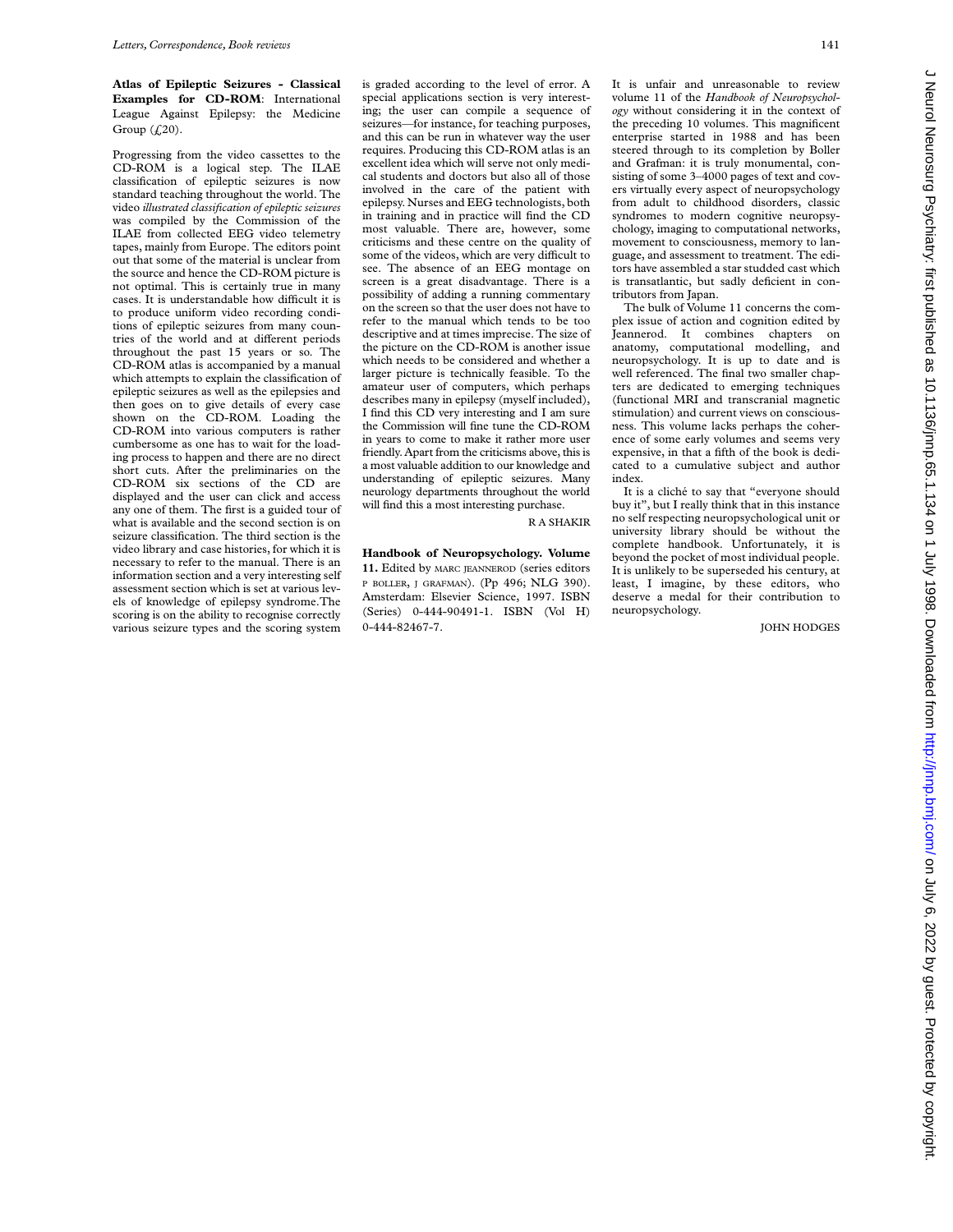**Atlas of Epileptic Seizures - Classical Examples for CD-ROM**: International League Against Epilepsy: the Medicine Group (£20).

Progressing from the video cassettes to the CD-ROM is a logical step. The ILAE classification of epileptic seizures is now standard teaching throughout the world. The video *illustrated classification of epileptic seizures* was compiled by the Commission of the ILAE from collected EEG video telemetry tapes, mainly from Europe. The editors point out that some of the material is unclear from the source and hence the CD-ROM picture is not optimal. This is certainly true in many cases. It is understandable how difficult it is to produce uniform video recording conditions of epileptic seizures from many countries of the world and at different periods throughout the past 15 years or so. The CD-ROM atlas is accompanied by a manual which attempts to explain the classification of epileptic seizures as well as the epilepsies and then goes on to give details of every case shown on the CD-ROM. Loading the CD-ROM into various computers is rather cumbersome as one has to wait for the loading process to happen and there are no direct short cuts. After the preliminaries on the CD-ROM six sections of the CD are displayed and the user can click and access any one of them. The first is a guided tour of what is available and the second section is on seizure classification. The third section is the video library and case histories, for which it is necessary to refer to the manual. There is an information section and a very interesting self assessment section which is set at various levels of knowledge of epilepsy syndrome. The scoring is on the ability to recognise correctly various seizure types and the scoring system is graded according to the level of error. A special applications section is very interesting; the user can compile a sequence of seizures—for instance, for teaching purposes, and this can be run in whatever way the user requires. Producing this CD-ROM atlas is an excellent idea which will serve not only medical students and doctors but also all of those involved in the care of the patient with epilepsy. Nurses and EEG technologists, both in training and in practice will find the CD most valuable. There are, however, some criticisms and these centre on the quality of some of the videos, which are very difficult to see. The absence of an EEG montage on screen is a great disadvantage. There is a possibility of adding a running commentary on the screen so that the user does not have to refer to the manual which tends to be too descriptive and at times imprecise. The size of the picture on the CD-ROM is another issue which needs to be considered and whether a larger picture is technically feasible. To the amateur user of computers, which perhaps describes many in epilepsy (myself included), I find this CD very interesting and I am sure the Commission will fine tune the CD-ROM in years to come to make it rather more user friendly. Apart from the criticisms above, this is a most valuable addition to our knowledge and understanding of epileptic seizures. Many neurology departments throughout the world will find this a most interesting purchase.

R A SHAKIR

**Handbook of Neuropsychology. Volume 11.** Edited by MARC JEANNEROD (series editors P BOLLER, J GRAFMAN). (Pp 496; NLG 390). Amsterdam: Elsevier Science, 1997. ISBN (Series) 0-444-90491-1. ISBN (Vol H) 0-444-82467-7.

It is unfair and unreasonable to review volume 11 of the *Handbook of Neuropsychology* without considering it in the context of the preceding 10 volumes. This magnificent enterprise started in 1988 and has been steered through to its completion by Boller and Grafman: it is truly monumental, consisting of some 3–4000 pages of text and covers virtually every aspect of neuropsychology from adult to childhood disorders, classic syndromes to modern cognitive neuropsychology, imaging to computational networks, movement to consciousness, memory to language, and assessment to treatment. The editors have assembled a star studded cast which is transatlantic, but sadly deficient in contributors from Japan.

The bulk of Volume 11 concerns the complex issue of action and cognition edited by Jeannerod. It combines chapters on anatomy, computational modelling, and neuropsychology. It is up to date and is well referenced. The final two smaller chapters are dedicated to emerging techniques (functional MRI and transcranial magnetic stimulation) and current views on consciousness. This volume lacks perhaps the coherence of some early volumes and seems very expensive, in that a fifth of the book is dedicated to a cumulative subject and author index.

It is a cliché to say that "everyone should buy it", but I really think that in this instance no self respecting neuropsychological unit or university library should be without the complete handbook. Unfortunately, it is beyond the pocket of most individual people. It is unlikely to be superseded his century, at least, I imagine, by these editors, who deserve a medal for their contribution to neuropsychology.

JOHN HODGES